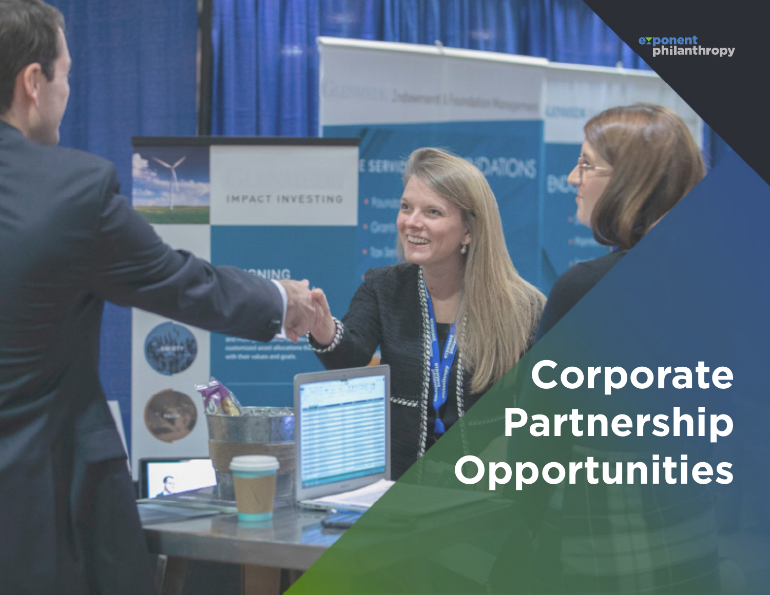exponent philanthropy

# Corporate Partnership Opportunities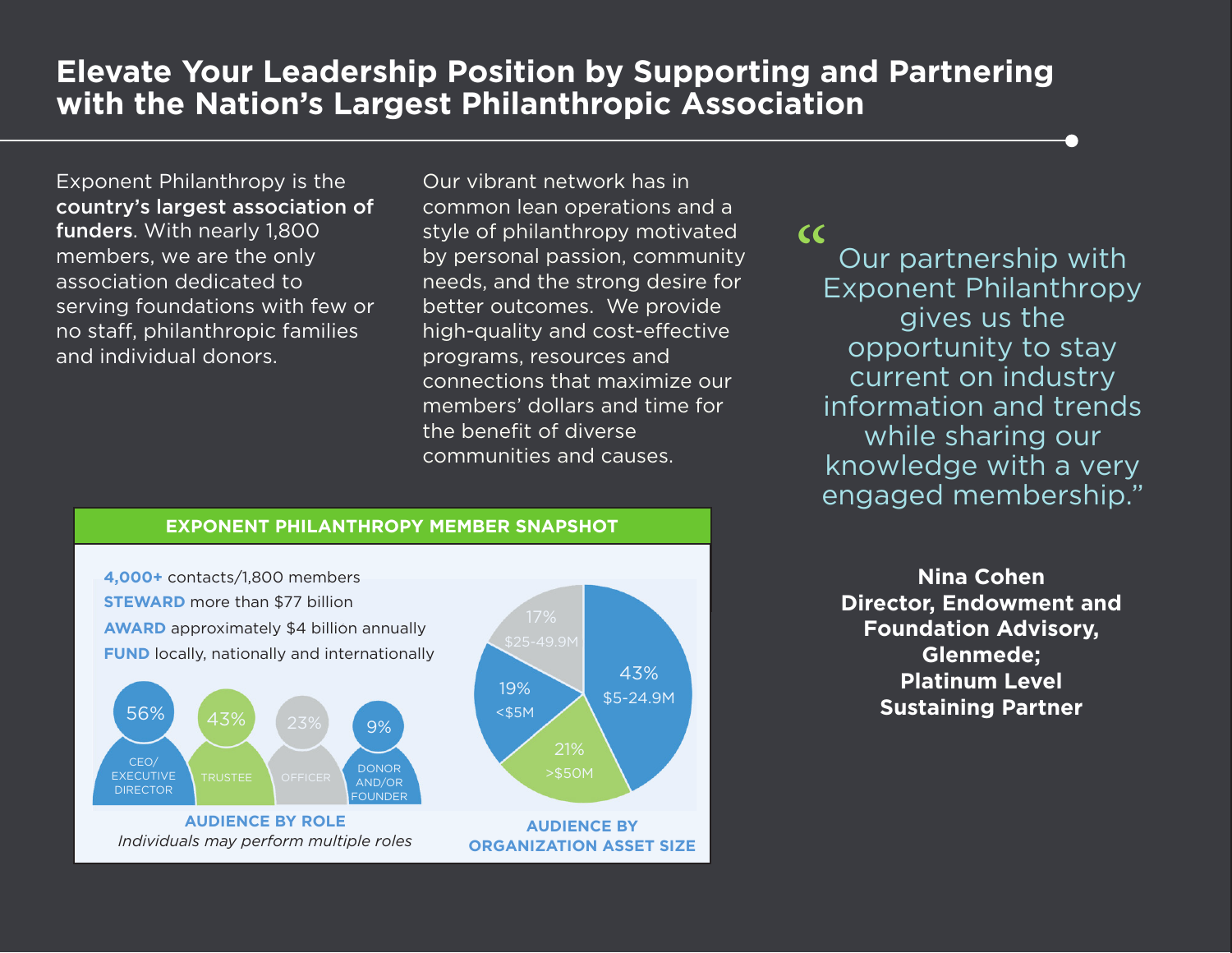# Elevate Your Leadership Position by Supporting and Partnering with the Nation's Largest Philanthropic Association

Exponent Philanthropy is the **country's largest association of funders**. With nearly 1,800 members, we are the only association dedicated to serving foundations with few or no staff, philanthropic families and individual donors.

Our vibrant network has in common lean operations and a style of philanthropy motivated by personal passion, community needs, and the strong desire for better outcomes. We provide high-quality and cost-effective programs, resources and connections that maximize our members' dollars and time for the benefit of diverse communities and causes.

> "Our partnership with Exponent Philanthropy gives us the opportunity to stay current on industry information and trends while sharing our knowledge with a very engaged membership."
>
> **Nina Cohen**
> **Director, Endowment and Foundation Advisory, Glenmede;**
> **Platinum Level Sustaining Partner**

## EXPONENT PHILANTHROPY MEMBER SNAPSHOT

**4,000+** contacts/1,800 members

**STEWARD** more than $77 billion

**AWARD** approximately $4 billion annually

**FUND** locally, nationally and internationally

**AUDIENCE BY ROLE**

*Individuals may perform multiple roles*

| Role | Percentage |
|---|---|
| CEO/EXECUTIVE DIRECTOR | 56% |
| TRUSTEE | 43% |
| OFFICER | 23% |
| DONOR AND/OR FOUNDER | 9% |

**AUDIENCE BY ORGANIZATION ASSET SIZE**

| Asset Size | Percentage |
|---|---|
| $5-24.9M | 43% |
| >$50M | 21% |
| <$5M | 19% |
| $25-49.9M | 17% |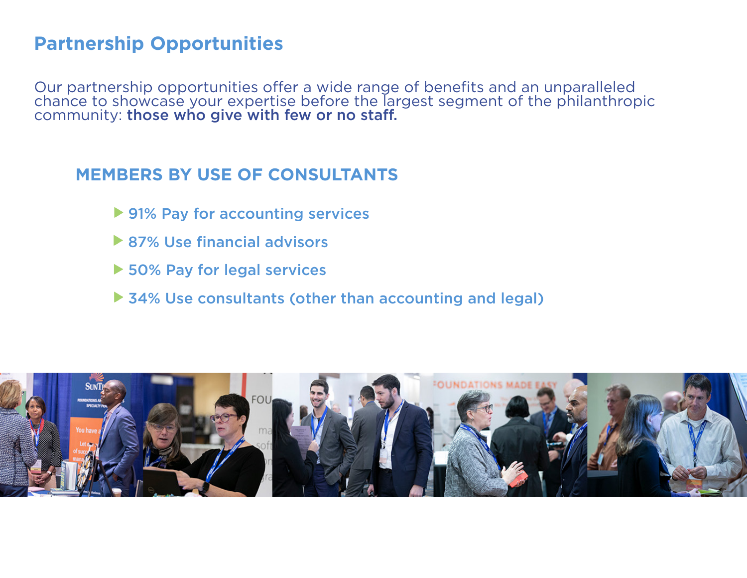# Partnership Opportunities

Our partnership opportunities offer a wide range of benefits and an unparalleled chance to showcase your expertise before the largest segment of the philanthropic community: **those who give with few or no staff.**

## MEMBERS BY USE OF CONSULTANTS

- 91% Pay for accounting services
- 87% Use financial advisors
- 50% Pay for legal services
- 34% Use consultants (other than accounting and legal)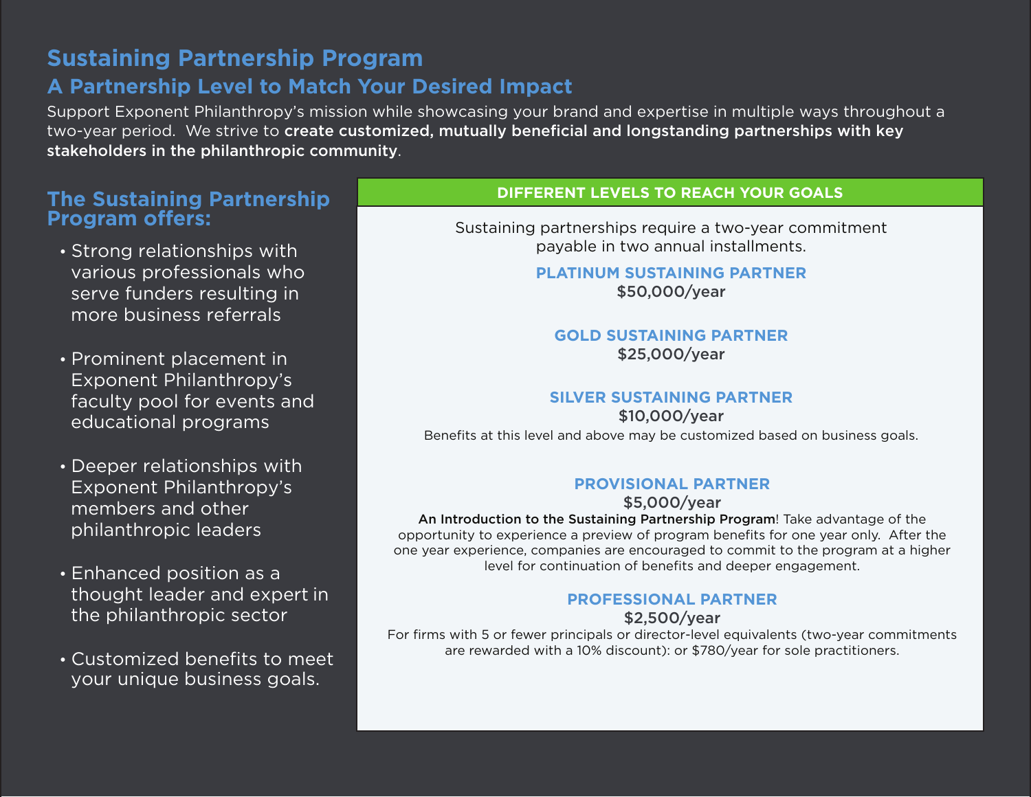# Sustaining Partnership Program

## A Partnership Level to Match Your Desired Impact

Support Exponent Philanthropy's mission while showcasing your brand and expertise in multiple ways throughout a two-year period. We strive to **create customized, mutually beneficial and longstanding partnerships with key stakeholders in the philanthropic community**.

## The Sustaining Partnership Program offers:

- Strong relationships with various professionals who serve funders resulting in more business referrals
- Prominent placement in Exponent Philanthropy's faculty pool for events and educational programs
- Deeper relationships with Exponent Philanthropy's members and other philanthropic leaders
- Enhanced position as a thought leader and expert in the philanthropic sector
- Customized benefits to meet your unique business goals.

### DIFFERENT LEVELS TO REACH YOUR GOALS

Sustaining partnerships require a two-year commitment payable in two annual installments.

**PLATINUM SUSTAINING PARTNER**
**$50,000/year**

**GOLD SUSTAINING PARTNER**
**$25,000/year**

**SILVER SUSTAINING PARTNER**
**$10,000/year**
Benefits at this level and above may be customized based on business goals.

**PROVISIONAL PARTNER**
**$5,000/year**
**An Introduction to the Sustaining Partnership Program**! Take advantage of the opportunity to experience a preview of program benefits for one year only. After the one year experience, companies are encouraged to commit to the program at a higher level for continuation of benefits and deeper engagement.

**PROFESSIONAL PARTNER**
**$2,500/year**
For firms with 5 or fewer principals or director-level equivalents (two-year commitments are rewarded with a 10% discount): or $780/year for sole practitioners.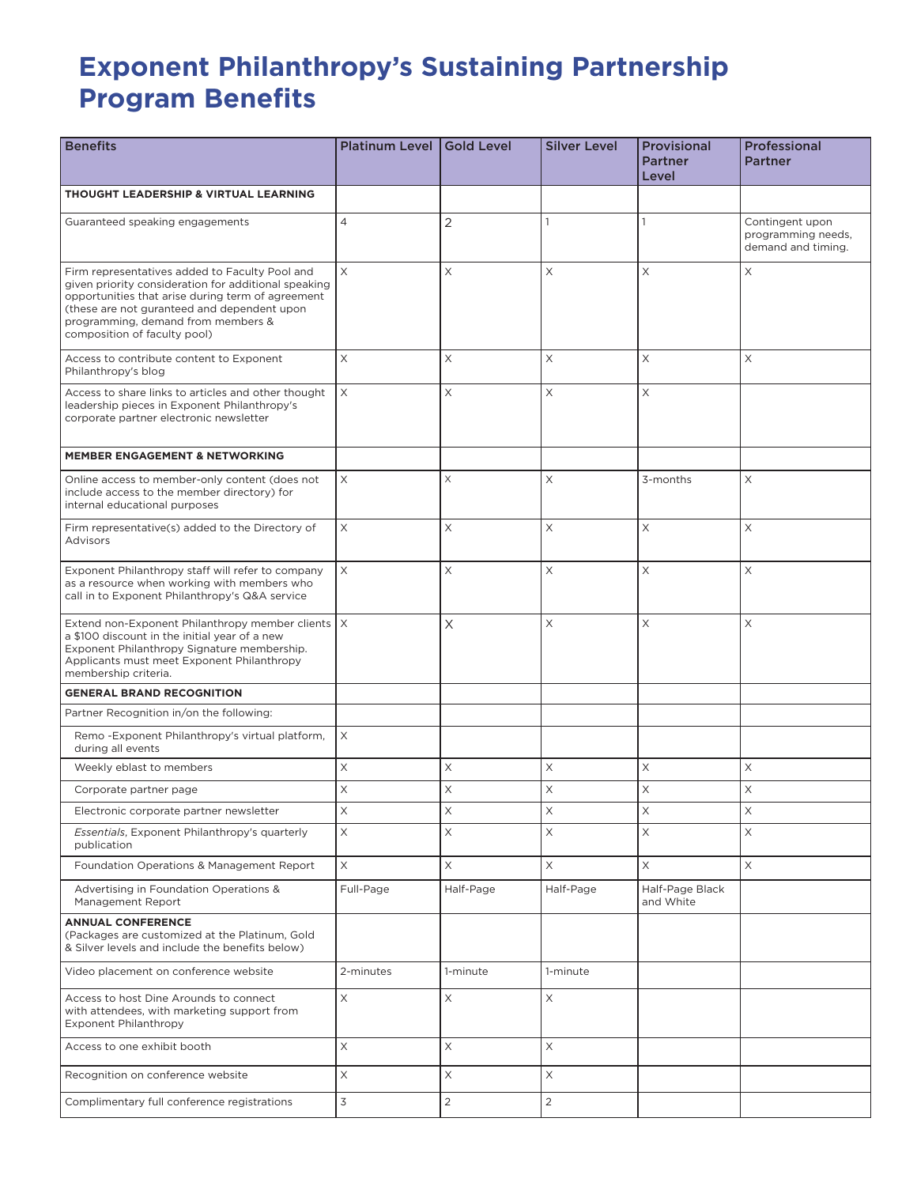# Exponent Philanthropy's Sustaining Partnership Program Benefits

| Benefits | Platinum Level | Gold Level | Silver Level | Provisional Partner Level | Professional Partner |
|---|---|---|---|---|---|
| **THOUGHT LEADERSHIP & VIRTUAL LEARNING** | | | | | |
| Guaranteed speaking engagements | 4 | 2 | 1 | 1 | Contingent upon programming needs, demand and timing. |
| Firm representatives added to Faculty Pool and given priority consideration for additional speaking opportunities that arise during term of agreement (these are not guranteed and dependent upon programming, demand from members & composition of faculty pool) | X | X | X | X | X |
| Access to contribute content to Exponent Philanthropy's blog | X | X | X | X | X |
| Access to share links to articles and other thought leadership pieces in Exponent Philanthropy's corporate partner electronic newsletter | X | X | X | X | |
| **MEMBER ENGAGEMENT & NETWORKING** | | | | | |
| Online access to member-only content (does not include access to the member directory) for internal educational purposes | X | X | X | 3-months | X |
| Firm representative(s) added to the Directory of Advisors | X | X | X | X | X |
| Exponent Philanthropy staff will refer to company as a resource when working with members who call in to Exponent Philanthropy's Q&A service | X | X | X | X | X |
| Extend non-Exponent Philanthropy member clients a $100 discount in the initial year of a new Exponent Philanthropy Signature membership. Applicants must meet Exponent Philanthropy membership criteria. | X | X | X | X | X |
| **GENERAL BRAND RECOGNITION** | | | | | |
| Partner Recognition in/on the following: | | | | | |
| Remo -Exponent Philanthropy's virtual platform, during all events | X | | | | |
| Weekly eblast to members | X | X | X | X | X |
| Corporate partner page | X | X | X | X | X |
| Electronic corporate partner newsletter | X | X | X | X | X |
| *Essentials*, Exponent Philanthropy's quarterly publication | X | X | X | X | X |
| Foundation Operations & Management Report | X | X | X | X | X |
| Advertising in Foundation Operations & Management Report | Full-Page | Half-Page | Half-Page | Half-Page Black and White | |
| **ANNUAL CONFERENCE** (Packages are customized at the Platinum, Gold & Silver levels and include the benefits below) | | | | | |
| Video placement on conference website | 2-minutes | 1-minute | 1-minute | | |
| Access to host Dine Arounds to connect with attendees, with marketing support from Exponent Philanthropy | X | X | X | | |
| Access to one exhibit booth | X | X | X | | |
| Recognition on conference website | X | X | X | | |
| Complimentary full conference registrations | 3 | 2 | 2 | | |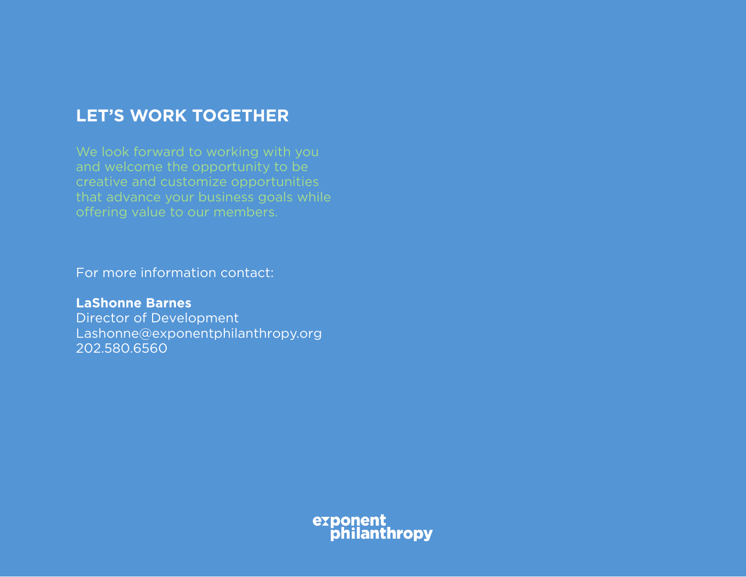## LET'S WORK TOGETHER

We look forward to working with you and welcome the opportunity to be creative and customize opportunities that advance your business goals while offering value to our members.

For more information contact:

**LaShonne Barnes**
Director of Development
Lashonne@exponentphilanthropy.org
202.580.6560

exponent philanthropy